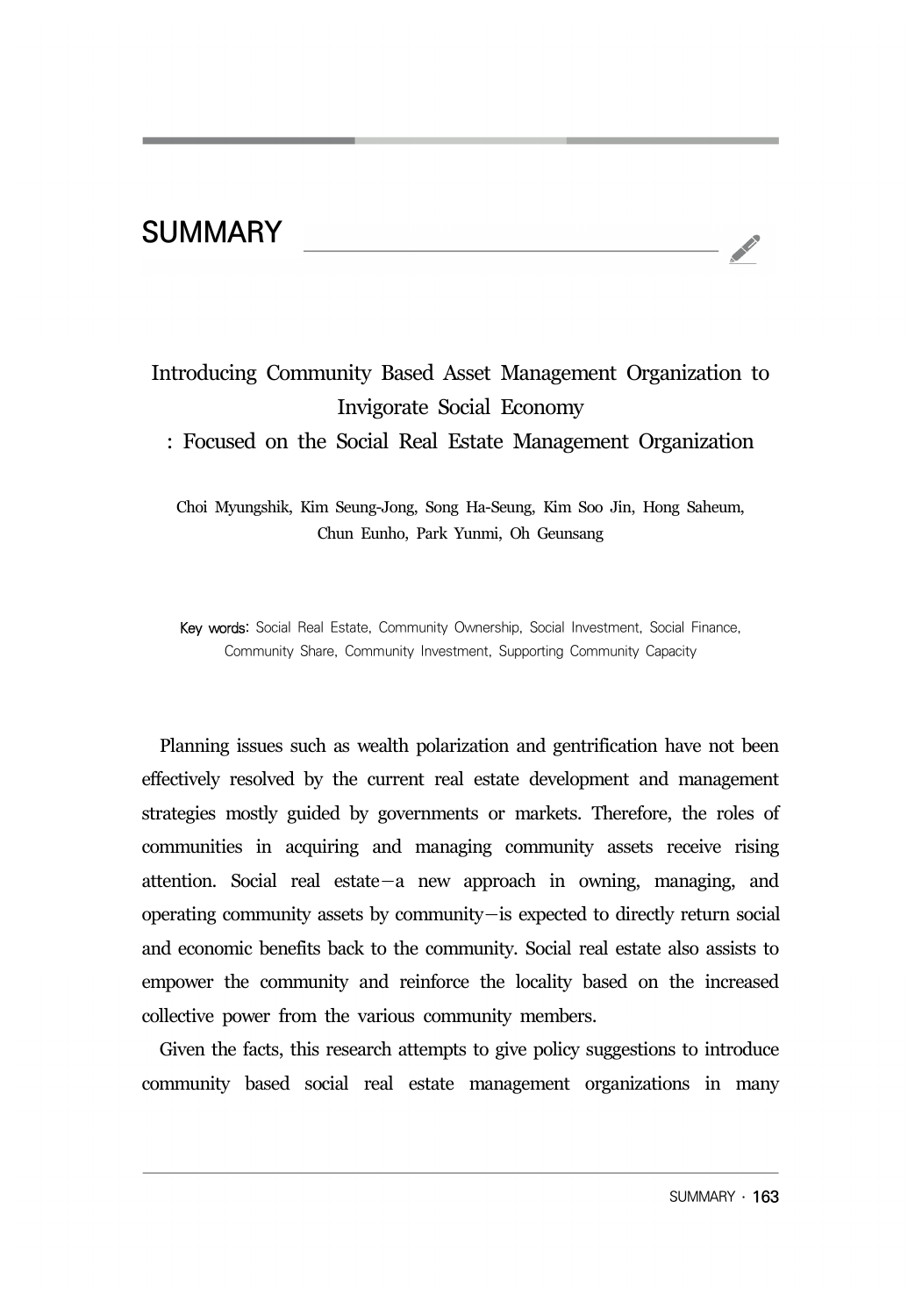# SUMMARY

## Introducing Community Based Asset Management Organization to Invigorate Social Economy : Focused on the Social Real Estate Management Organization

Choi Myungshik, Kim Seung-Jong, Song Ha-Seung, Kim Soo Jin, Hong Saheum, Chun Eunho, Park Yunmi, Oh Geunsang

**Key words:** Social Real Estate, Community Ownership, Social Investment, Social Finance, Community Share, Community Investment, Supporting Community Capacity

Planning issues such as wealth polarization and gentrification have not been effectively resolved by the current real estate development and management strategies mostly guided by governments or markets. Therefore, the roles of communities in acquiring and managing community assets receive rising attention. Social real estate—a new approach in owning, managing, and operating community assets by community—is expected to directly return social and economic benefits back to the community. Social real estate also assists to empower the community and reinforce the locality based on the increased collective power from the various community members.

Given the facts, this research attempts to give policy suggestions to introduce community based social real estate management organizations in many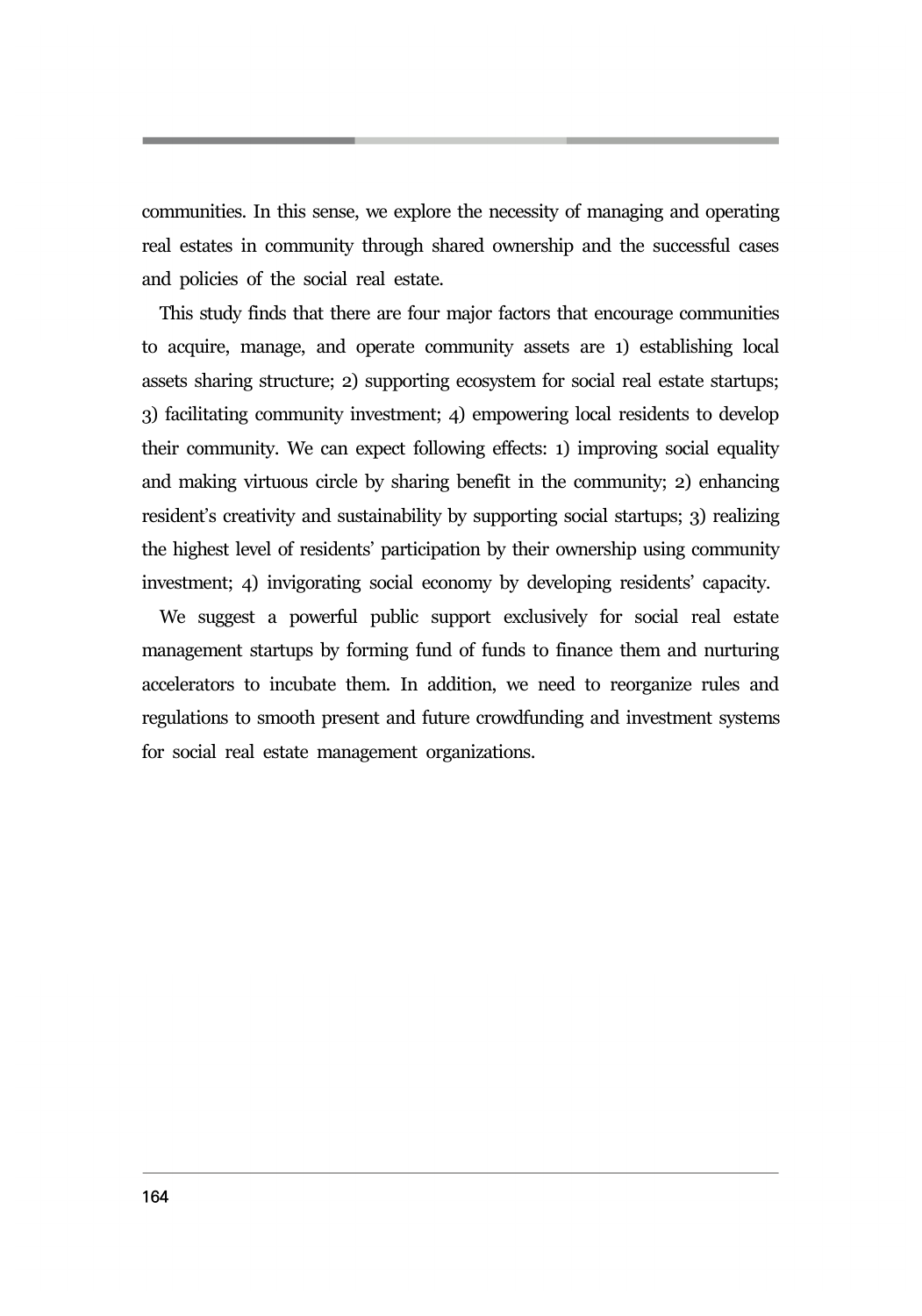communities. In this sense, we explore the necessity of managing and operating real estates in community through shared ownership and the successful cases and policies of the social real estate.

This study finds that there are four major factors that encourage communities to acquire, manage, and operate community assets are 1) establishing local assets sharing structure; 2) supporting ecosystem for social real estate startups; 3) facilitating community investment; 4) empowering local residents to develop their community. We can expect following effects: 1) improving social equality and making virtuous circle by sharing benefit in the community; 2) enhancing resident's creativity and sustainability by supporting social startups; 3) realizing the highest level of residents' participation by their ownership using community investment; 4) invigorating social economy by developing residents' capacity.

We suggest a powerful public support exclusively for social real estate management startups by forming fund of funds to finance them and nurturing accelerators to incubate them. In addition, we need to reorganize rules and regulations to smooth present and future crowdfunding and investment systems for social real estate management organizations.